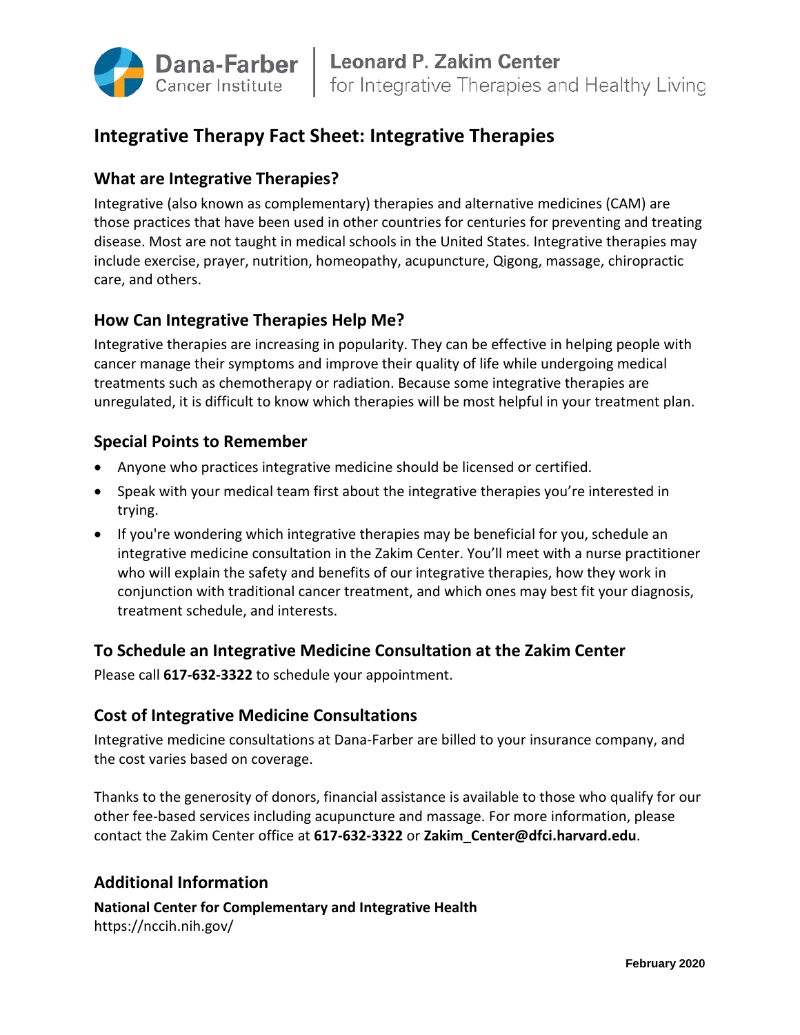Dana-Farber Cancer Institute | Leonard P. Zakim Center for Integrative Therapies and Healthy Living

# Integrative Therapy Fact Sheet: Integrative Therapies

## What are Integrative Therapies?

Integrative (also known as complementary) therapies and alternative medicines (CAM) are those practices that have been used in other countries for centuries for preventing and treating disease. Most are not taught in medical schools in the United States. Integrative therapies may include exercise, prayer, nutrition, homeopathy, acupuncture, Qigong, massage, chiropractic care, and others.

## How Can Integrative Therapies Help Me?

Integrative therapies are increasing in popularity. They can be effective in helping people with cancer manage their symptoms and improve their quality of life while undergoing medical treatments such as chemotherapy or radiation. Because some integrative therapies are unregulated, it is difficult to know which therapies will be most helpful in your treatment plan.

## Special Points to Remember

- Anyone who practices integrative medicine should be licensed or certified.
- Speak with your medical team first about the integrative therapies you're interested in trying.
- If you're wondering which integrative therapies may be beneficial for you, schedule an integrative medicine consultation in the Zakim Center. You'll meet with a nurse practitioner who will explain the safety and benefits of our integrative therapies, how they work in conjunction with traditional cancer treatment, and which ones may best fit your diagnosis, treatment schedule, and interests.

## To Schedule an Integrative Medicine Consultation at the Zakim Center

Please call **617-632-3322** to schedule your appointment.

## Cost of Integrative Medicine Consultations

Integrative medicine consultations at Dana-Farber are billed to your insurance company, and the cost varies based on coverage.

Thanks to the generosity of donors, financial assistance is available to those who qualify for our other fee-based services including acupuncture and massage. For more information, please contact the Zakim Center office at **617-632-3322** or **Zakim_Center@dfci.harvard.edu**.

## Additional Information

**National Center for Complementary and Integrative Health**
https://nccih.nih.gov/

February 2020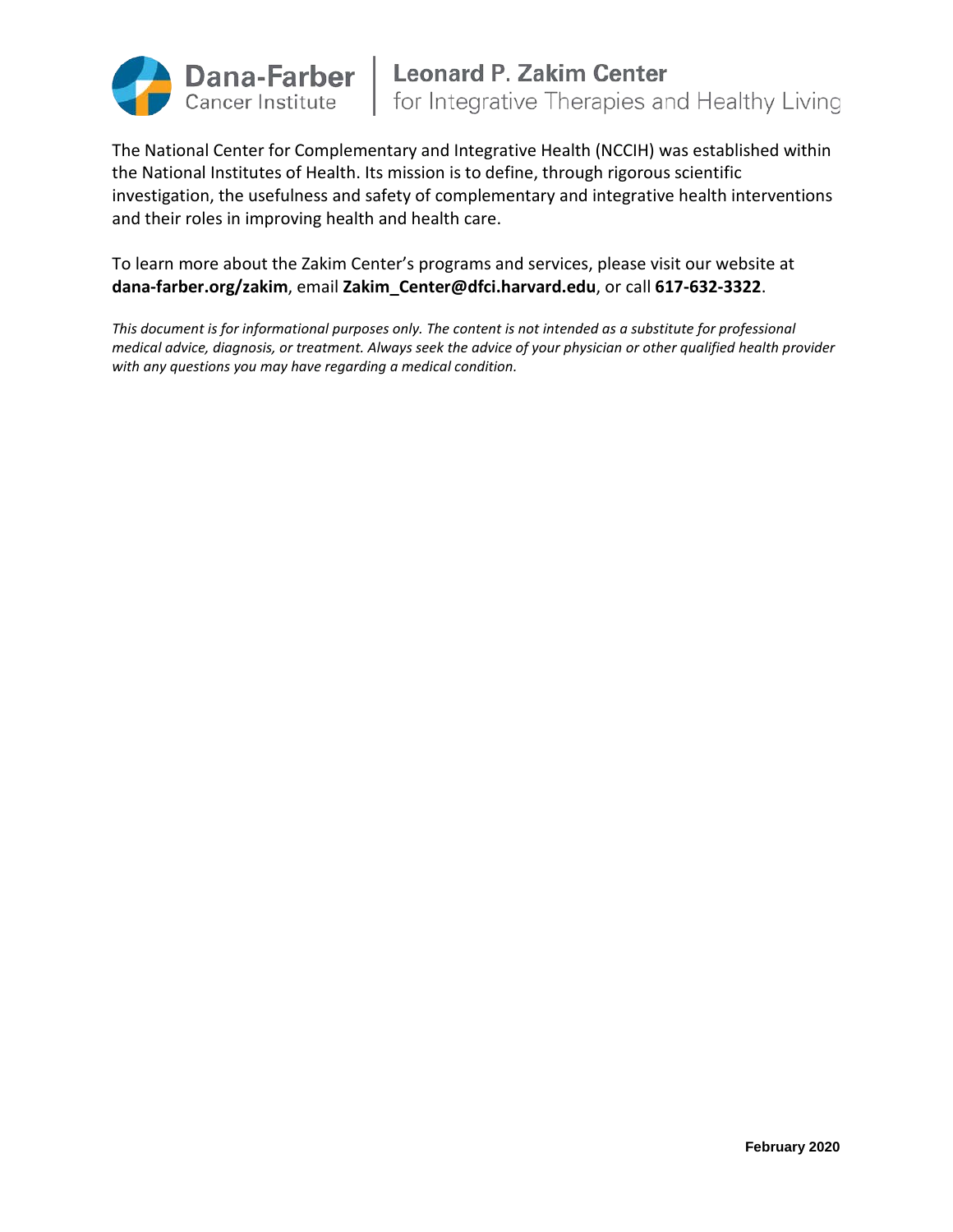The National Center for Complementary and Integrative Health (NCCIH) was established within the National Institutes of Health. Its mission is to define, through rigorous scientific investigation, the usefulness and safety of complementary and integrative health interventions and their roles in improving health and health care.

To learn more about the Zakim Center's programs and services, please visit our website at **dana-farber.org/zakim**, email **Zakim_Center@dfci.harvard.edu**, or call **617-632-3322**.

*This document is for informational purposes only. The content is not intended as a substitute for professional medical advice, diagnosis, or treatment. Always seek the advice of your physician or other qualified health provider with any questions you may have regarding a medical condition.*

**February 2020**